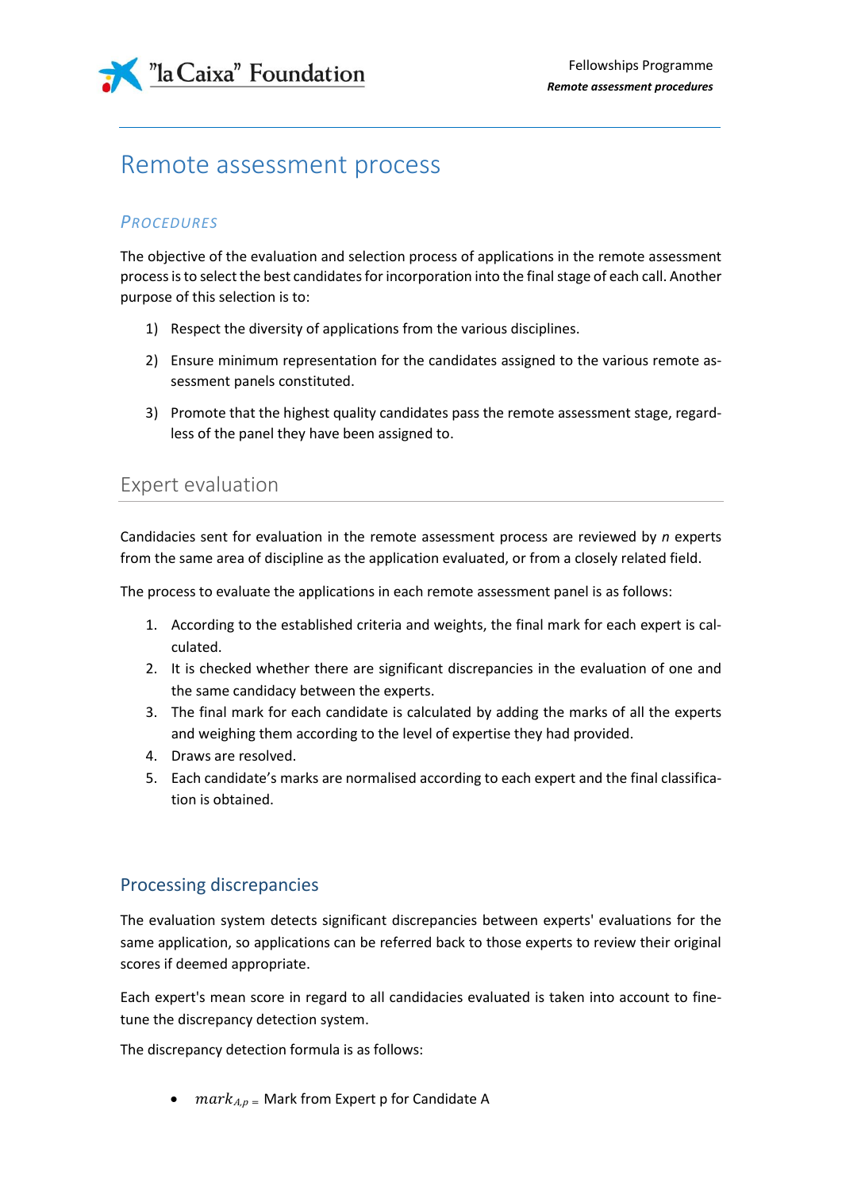# Remote assessment process

## PROCEDURES

The objective of the evaluation and selection process of applications in the remote assessment process is to select the best candidates for incorporation into the final stage of each call. Another purpose of this selection is to:

1) Respect the diversity of applications from the various disciplines.
2) Ensure minimum representation for the candidates assigned to the various remote assessment panels constituted.
3) Promote that the highest quality candidates pass the remote assessment stage, regardless of the panel they have been assigned to.

## Expert evaluation

Candidacies sent for evaluation in the remote assessment process are reviewed by *n* experts from the same area of discipline as the application evaluated, or from a closely related field.

The process to evaluate the applications in each remote assessment panel is as follows:

1. According to the established criteria and weights, the final mark for each expert is calculated.
2. It is checked whether there are significant discrepancies in the evaluation of one and the same candidacy between the experts.
3. The final mark for each candidate is calculated by adding the marks of all the experts and weighing them according to the level of expertise they had provided.
4. Draws are resolved.
5. Each candidate's marks are normalised according to each expert and the final classification is obtained.

### Processing discrepancies

The evaluation system detects significant discrepancies between experts' evaluations for the same application, so applications can be referred back to those experts to review their original scores if deemed appropriate.

Each expert's mean score in regard to all candidacies evaluated is taken into account to fine-tune the discrepancy detection system.

The discrepancy detection formula is as follows:

- $mark_{A,p} =$ Mark from Expert p for Candidate A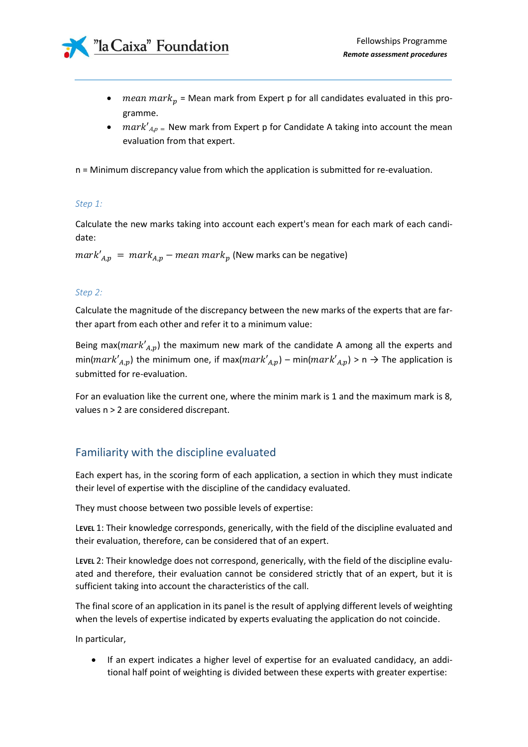- $mean\ mark_p$ = Mean mark from Expert p for all candidates evaluated in this programme.
- $mark'_{A,p}$ = New mark from Expert p for Candidate A taking into account the mean evaluation from that expert.

n = Minimum discrepancy value from which the application is submitted for re-evaluation.

*Step 1:*

Calculate the new marks taking into account each expert's mean for each mark of each candidate:

$mark'_{A,p} = mark_{A,p} - mean\ mark_p$ (New marks can be negative)

*Step 2:*

Calculate the magnitude of the discrepancy between the new marks of the experts that are farther apart from each other and refer it to a minimum value:

Being max($mark'_{A,p}$) the maximum new mark of the candidate A among all the experts and min($mark'_{A,p}$) the minimum one, if max($mark'_{A,p}$) – min($mark'_{A,p}$) > n → The application is submitted for re-evaluation.

For an evaluation like the current one, where the minim mark is 1 and the maximum mark is 8, values n > 2 are considered discrepant.

## Familiarity with the discipline evaluated

Each expert has, in the scoring form of each application, a section in which they must indicate their level of expertise with the discipline of the candidacy evaluated.

They must choose between two possible levels of expertise:

**LEVEL** 1: Their knowledge corresponds, generically, with the field of the discipline evaluated and their evaluation, therefore, can be considered that of an expert.

**LEVEL** 2: Their knowledge does not correspond, generically, with the field of the discipline evaluated and therefore, their evaluation cannot be considered strictly that of an expert, but it is sufficient taking into account the characteristics of the call.

The final score of an application in its panel is the result of applying different levels of weighting when the levels of expertise indicated by experts evaluating the application do not coincide.

In particular,

- If an expert indicates a higher level of expertise for an evaluated candidacy, an additional half point of weighting is divided between these experts with greater expertise: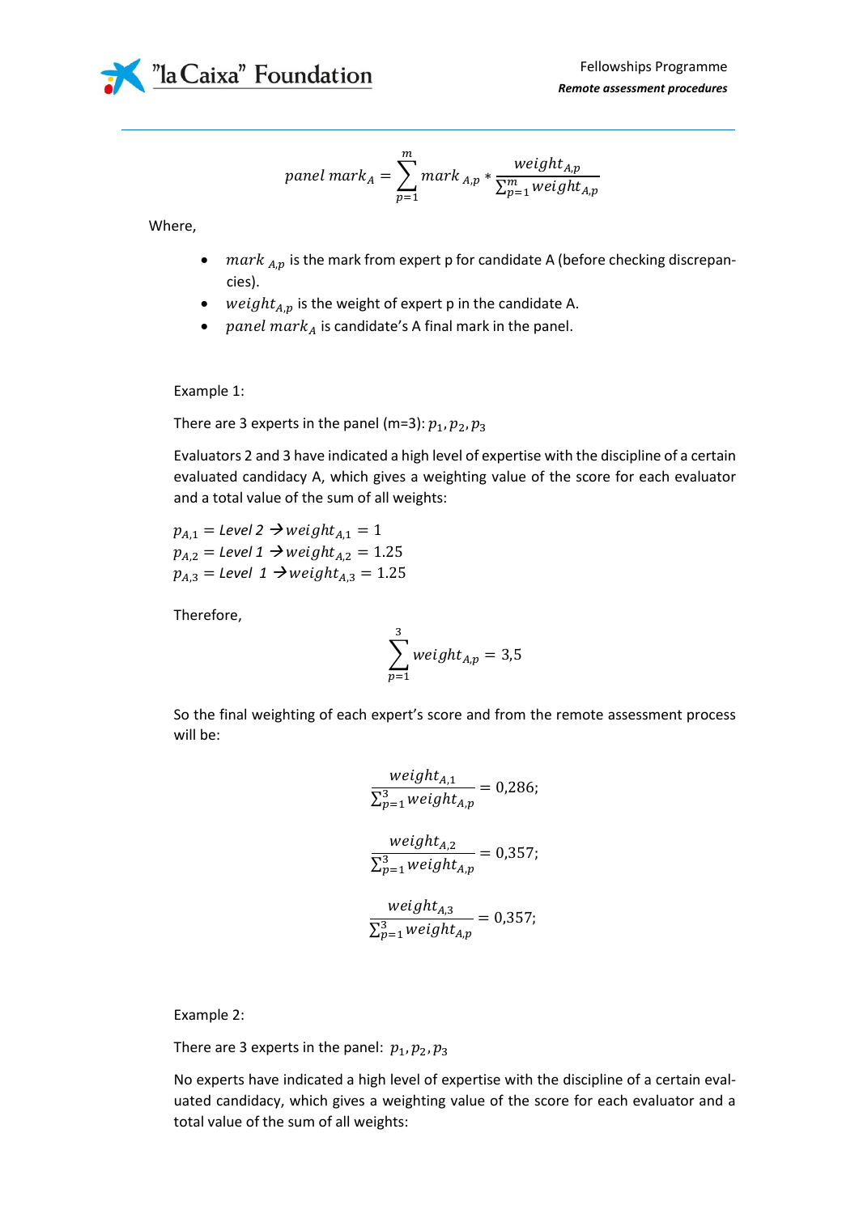$$panel\ mark_A = \sum_{p=1}^{m} mark_{\ A,p} * \frac{weight_{A,p}}{\sum_{p=1}^{m} weight_{A,p}}$$

Where,

- $mark_{\ A,p}$ is the mark from expert p for candidate A (before checking discrepancies).
- $weight_{A,p}$ is the weight of expert p in the candidate A.
- $panel\ mark_A$ is candidate's A final mark in the panel.

Example 1:

There are 3 experts in the panel (m=3): $p_1, p_2, p_3$

Evaluators 2 and 3 have indicated a high level of expertise with the discipline of a certain evaluated candidacy A, which gives a weighting value of the score for each evaluator and a total value of the sum of all weights:

$p_{A,1} = Level\ 2 \rightarrow weight_{A,1} = 1$
$p_{A,2} = Level\ 1 \rightarrow weight_{A,2} = 1.25$
$p_{A,3} = Level\ \ 1 \rightarrow weight_{A,3} = 1.25$

Therefore,

$$\sum_{p=1}^{3} weight_{A,p} = 3{,}5$$

So the final weighting of each expert's score and from the remote assessment process will be:

$$\frac{weight_{A,1}}{\sum_{p=1}^{3} weight_{A,p}} = 0{,}286;$$

$$\frac{weight_{A,2}}{\sum_{p=1}^{3} weight_{A,p}} = 0{,}357;$$

$$\frac{weight_{A,3}}{\sum_{p=1}^{3} weight_{A,p}} = 0{,}357;$$

Example 2:

There are 3 experts in the panel: $p_1, p_2, p_3$

No experts have indicated a high level of expertise with the discipline of a certain evaluated candidacy, which gives a weighting value of the score for each evaluator and a total value of the sum of all weights: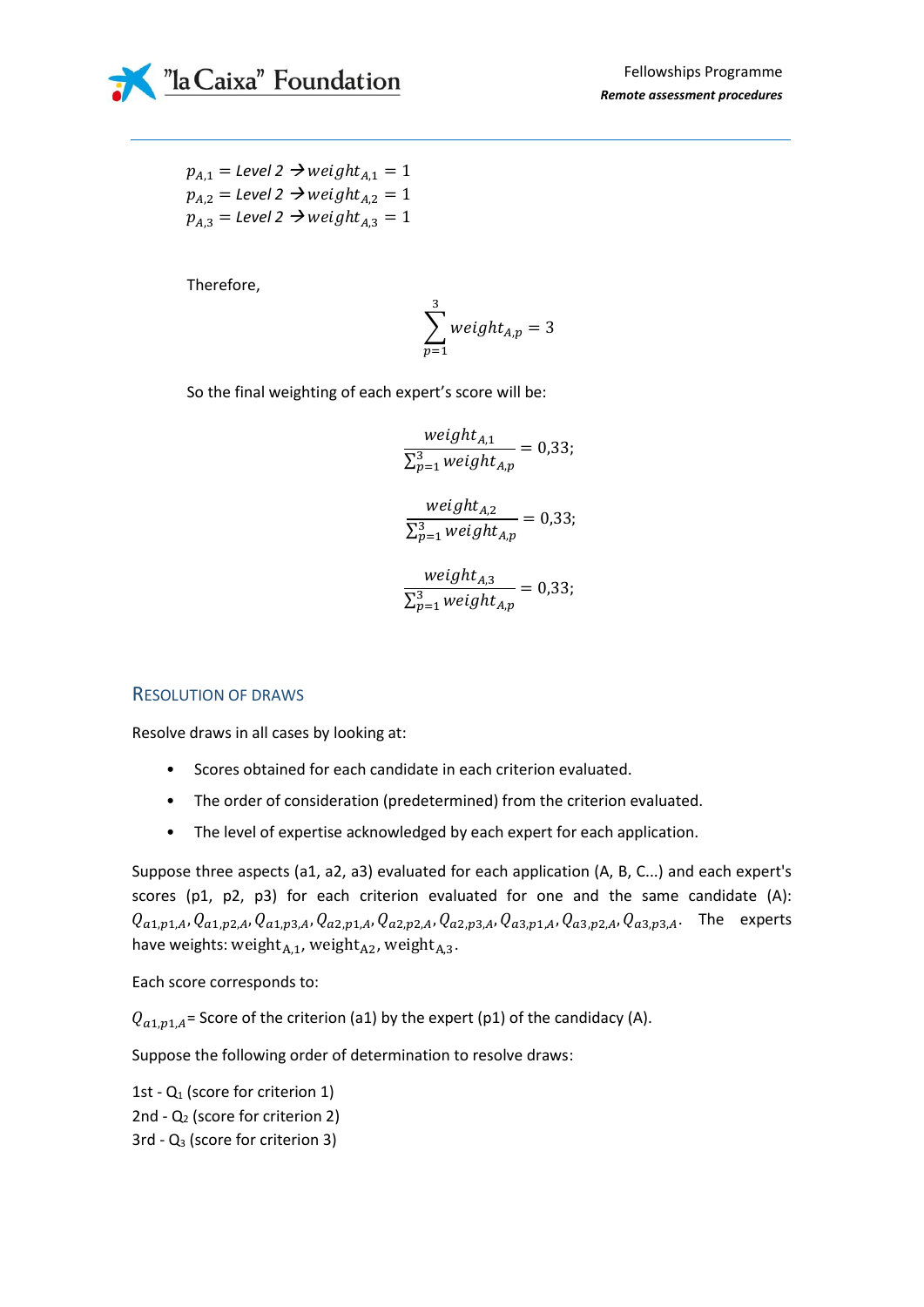$p_{A,1} = Level\ 2 \rightarrow weight_{A,1} = 1$
$p_{A,2} = Level\ 2 \rightarrow weight_{A,2} = 1$
$p_{A,3} = Level\ 2 \rightarrow weight_{A,3} = 1$

Therefore,

$$\sum_{p=1}^{3} weight_{A,p} = 3$$

So the final weighting of each expert's score will be:

$$\frac{weight_{A,1}}{\sum_{p=1}^{3} weight_{A,p}} = 0{,}33;$$

$$\frac{weight_{A,2}}{\sum_{p=1}^{3} weight_{A,p}} = 0{,}33;$$

$$\frac{weight_{A,3}}{\sum_{p=1}^{3} weight_{A,p}} = 0{,}33;$$

## Resolution of draws

Resolve draws in all cases by looking at:

- Scores obtained for each candidate in each criterion evaluated.
- The order of consideration (predetermined) from the criterion evaluated.
- The level of expertise acknowledged by each expert for each application.

Suppose three aspects (a1, a2, a3) evaluated for each application (A, B, C...) and each expert's scores (p1, p2, p3) for each criterion evaluated for one and the same candidate (A): $Q_{a1,p1,A}, Q_{a1,p2,A}, Q_{a1,p3,A}, Q_{a2,p1,A}, Q_{a2,p2,A}, Q_{a2,p3,A}, Q_{a3,p1,A}, Q_{a3,p2,A}, Q_{a3,p3,A}$. The experts have weights: $\text{weight}_{A,1}$, $\text{weight}_{A2}$, $\text{weight}_{A,3}$.

Each score corresponds to:

$Q_{a1,p1,A}$= Score of the criterion (a1) by the expert (p1) of the candidacy (A).

Suppose the following order of determination to resolve draws:

1st - $Q_1$ (score for criterion 1)
2nd - $Q_2$ (score for criterion 2)
3rd - $Q_3$ (score for criterion 3)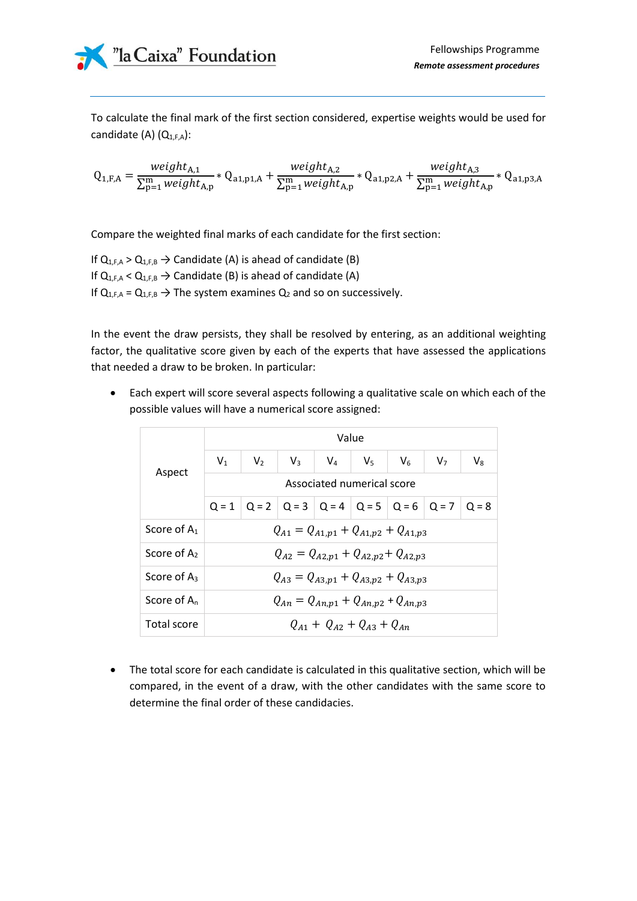To calculate the final mark of the first section considered, expertise weights would be used for candidate (A) ($Q_{1,F,A}$):

$$Q_{1,F,A} = \frac{weight_{A,1}}{\sum_{p=1}^{m} weight_{A,p}} * Q_{a1,p1,A} + \frac{weight_{A,2}}{\sum_{p=1}^{m} weight_{A,p}} * Q_{a1,p2,A} + \frac{weight_{A,3}}{\sum_{p=1}^{m} weight_{A,p}} * Q_{a1,p3,A}$$

Compare the weighted final marks of each candidate for the first section:

If $Q_{1,F,A} > Q_{1,F,B}$ → Candidate (A) is ahead of candidate (B)
If $Q_{1,F,A} < Q_{1,F,B}$ → Candidate (B) is ahead of candidate (A)
If $Q_{1,F,A} = Q_{1,F,B}$ → The system examines $Q_2$ and so on successively.

In the event the draw persists, they shall be resolved by entering, as an additional weighting factor, the qualitative score given by each of the experts that have assessed the applications that needed a draw to be broken. In particular:

- Each expert will score several aspects following a qualitative scale on which each of the possible values will have a numerical score assigned:

| Aspect | Value | | | | | | | |
|---|---|---|---|---|---|---|---|---|
| | $V_1$ | $V_2$ | $V_3$ | $V_4$ | $V_5$ | $V_6$ | $V_7$ | $V_8$ |
| | Associated numerical score | | | | | | | |
| | Q = 1 | Q = 2 | Q = 3 | Q = 4 | Q = 5 | Q = 6 | Q = 7 | Q = 8 |
| Score of $A_1$ | $Q_{A1} = Q_{A1,p1} + Q_{A1,p2} + Q_{A1,p3}$ | | | | | | | |
| Score of $A_2$ | $Q_{A2} = Q_{A2,p1} + Q_{A2,p2} + Q_{A2,p3}$ | | | | | | | |
| Score of $A_3$ | $Q_{A3} = Q_{A3,p1} + Q_{A3,p2} + Q_{A3,p3}$ | | | | | | | |
| Score of $A_n$ | $Q_{An} = Q_{An,p1} + Q_{An,p2} + Q_{An,p3}$ | | | | | | | |
| Total score | $Q_{A1} + Q_{A2} + Q_{A3} + Q_{An}$ | | | | | | | |

- The total score for each candidate is calculated in this qualitative section, which will be compared, in the event of a draw, with the other candidates with the same score to determine the final order of these candidacies.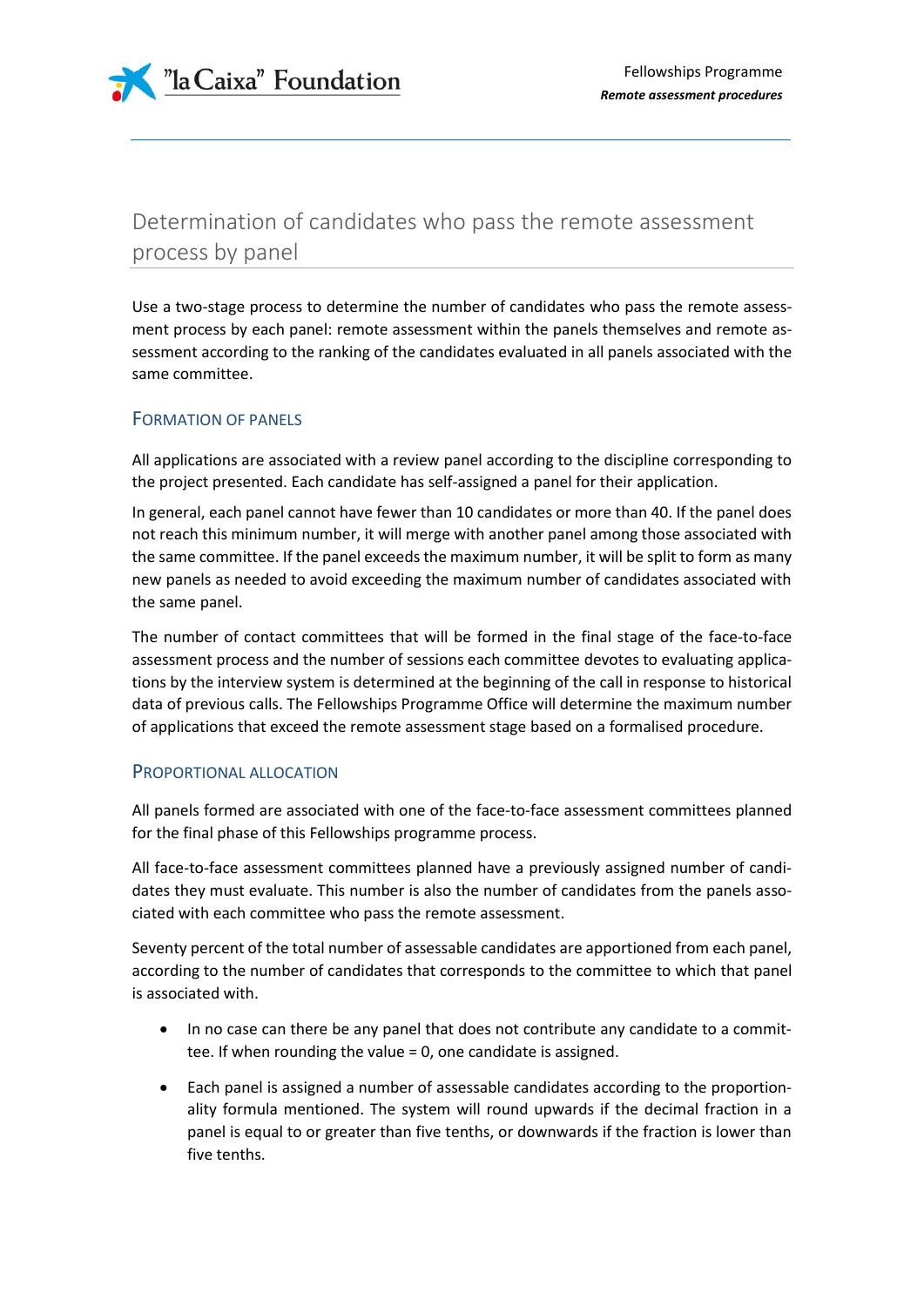## Determination of candidates who pass the remote assessment process by panel

Use a two-stage process to determine the number of candidates who pass the remote assessment process by each panel: remote assessment within the panels themselves and remote assessment according to the ranking of the candidates evaluated in all panels associated with the same committee.

### Formation of panels

All applications are associated with a review panel according to the discipline corresponding to the project presented. Each candidate has self-assigned a panel for their application.

In general, each panel cannot have fewer than 10 candidates or more than 40. If the panel does not reach this minimum number, it will merge with another panel among those associated with the same committee. If the panel exceeds the maximum number, it will be split to form as many new panels as needed to avoid exceeding the maximum number of candidates associated with the same panel.

The number of contact committees that will be formed in the final stage of the face-to-face assessment process and the number of sessions each committee devotes to evaluating applications by the interview system is determined at the beginning of the call in response to historical data of previous calls. The Fellowships Programme Office will determine the maximum number of applications that exceed the remote assessment stage based on a formalised procedure.

### Proportional allocation

All panels formed are associated with one of the face-to-face assessment committees planned for the final phase of this Fellowships programme process.

All face-to-face assessment committees planned have a previously assigned number of candidates they must evaluate. This number is also the number of candidates from the panels associated with each committee who pass the remote assessment.

Seventy percent of the total number of assessable candidates are apportioned from each panel, according to the number of candidates that corresponds to the committee to which that panel is associated with.

- In no case can there be any panel that does not contribute any candidate to a committee. If when rounding the value = 0, one candidate is assigned.
- Each panel is assigned a number of assessable candidates according to the proportionality formula mentioned. The system will round upwards if the decimal fraction in a panel is equal to or greater than five tenths, or downwards if the fraction is lower than five tenths.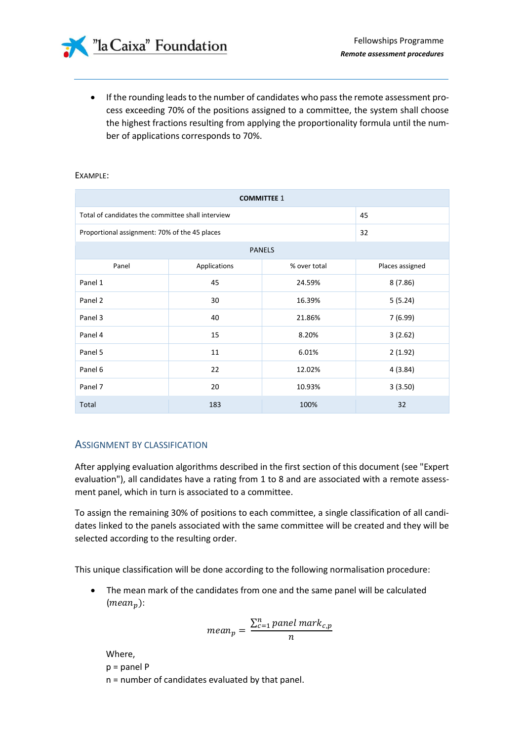- If the rounding leads to the number of candidates who pass the remote assessment process exceeding 70% of the positions assigned to a committee, the system shall choose the highest fractions resulting from applying the proportionality formula until the number of applications corresponds to 70%.

EXAMPLE:

| COMMITTEE 1 | | | |
|---|---|---|---|
| Total of candidates the committee shall interview | | | 45 |
| Proportional assignment: 70% of the 45 places | | | 32 |
| PANELS | | | |
| Panel | Applications | % over total | Places assigned |
| Panel 1 | 45 | 24.59% | 8 (7.86) |
| Panel 2 | 30 | 16.39% | 5 (5.24) |
| Panel 3 | 40 | 21.86% | 7 (6.99) |
| Panel 4 | 15 | 8.20% | 3 (2.62) |
| Panel 5 | 11 | 6.01% | 2 (1.92) |
| Panel 6 | 22 | 12.02% | 4 (3.84) |
| Panel 7 | 20 | 10.93% | 3 (3.50) |
| Total | 183 | 100% | 32 |

## ASSIGNMENT BY CLASSIFICATION

After applying evaluation algorithms described in the first section of this document (see "Expert evaluation"), all candidates have a rating from 1 to 8 and are associated with a remote assessment panel, which in turn is associated to a committee.

To assign the remaining 30% of positions to each committee, a single classification of all candidates linked to the panels associated with the same committee will be created and they will be selected according to the resulting order.

This unique classification will be done according to the following normalisation procedure:

- The mean mark of the candidates from one and the same panel will be calculated ($mean_p$):

$$mean_p = \frac{\sum_{c=1}^{n} panel\ mark_{c,p}}{n}$$

  Where,
  p = panel P
  n = number of candidates evaluated by that panel.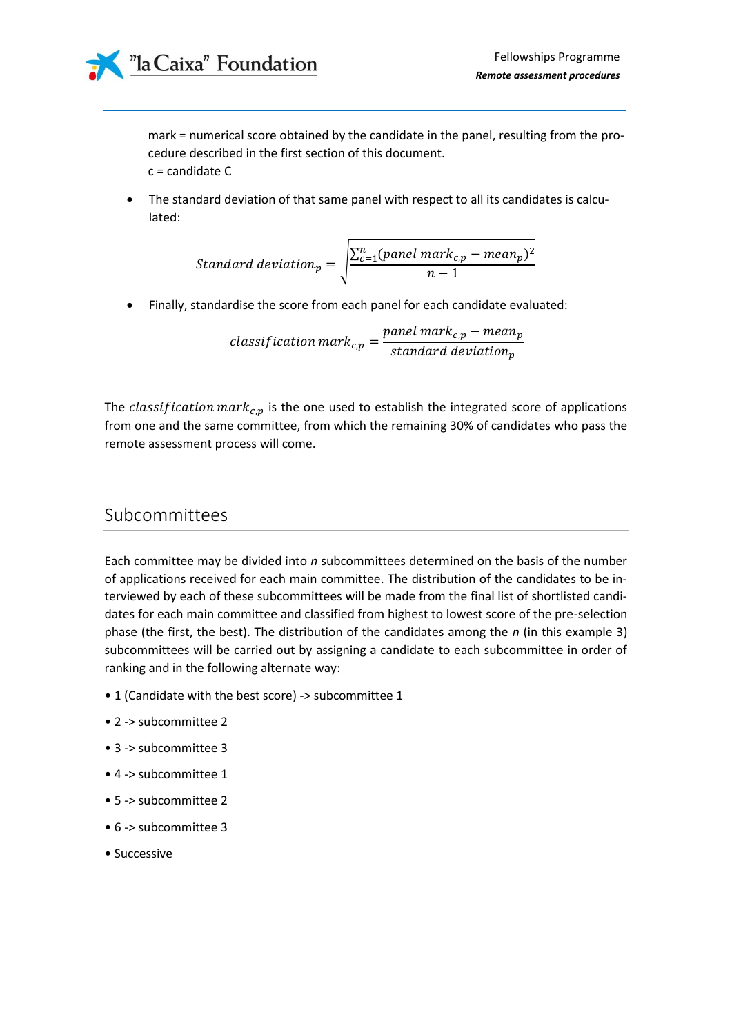mark = numerical score obtained by the candidate in the panel, resulting from the procedure described in the first section of this document.
c = candidate C

- The standard deviation of that same panel with respect to all its candidates is calculated:

$$Standard\ deviation_p = \sqrt{\frac{\sum_{c=1}^{n}(panel\ mark_{c,p} - mean_p)^2}{n-1}}$$

- Finally, standardise the score from each panel for each candidate evaluated:

$$classification\ mark_{c,p} = \frac{panel\ mark_{c,p} - mean_p}{standard\ deviation_p}$$

The $classification\ mark_{c,p}$ is the one used to establish the integrated score of applications from one and the same committee, from which the remaining 30% of candidates who pass the remote assessment process will come.

## Subcommittees

Each committee may be divided into *n* subcommittees determined on the basis of the number of applications received for each main committee. The distribution of the candidates to be interviewed by each of these subcommittees will be made from the final list of shortlisted candidates for each main committee and classified from highest to lowest score of the pre-selection phase (the first, the best). The distribution of the candidates among the *n* (in this example 3) subcommittees will be carried out by assigning a candidate to each subcommittee in order of ranking and in the following alternate way:

- 1 (Candidate with the best score) -> subcommittee 1
- 2 -> subcommittee 2
- 3 -> subcommittee 3
- 4 -> subcommittee 1
- 5 -> subcommittee 2
- 6 -> subcommittee 3
- Successive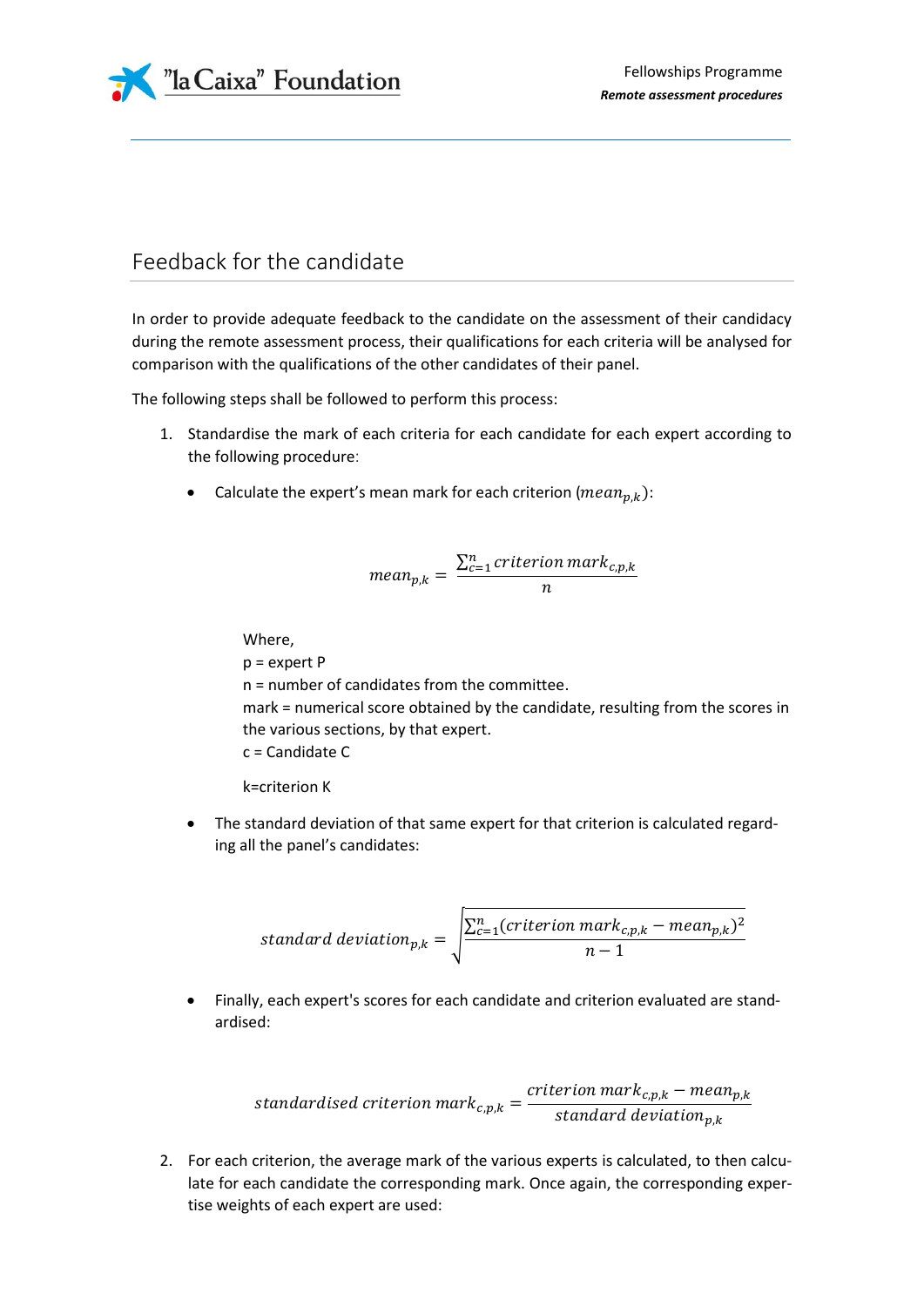## Feedback for the candidate

In order to provide adequate feedback to the candidate on the assessment of their candidacy during the remote assessment process, their qualifications for each criteria will be analysed for comparison with the qualifications of the other candidates of their panel.

The following steps shall be followed to perform this process:

1. Standardise the mark of each criteria for each candidate for each expert according to the following procedure:

   - Calculate the expert's mean mark for each criterion ($mean_{p,k}$):

   $$mean_{p,k} = \frac{\sum_{c=1}^{n} criterion\ mark_{c,p,k}}{n}$$

   Where,
   p = expert P
   n = number of candidates from the committee.
   mark = numerical score obtained by the candidate, resulting from the scores in the various sections, by that expert.
   c = Candidate C

   k=criterion K

   - The standard deviation of that same expert for that criterion is calculated regarding all the panel's candidates:

   $$standard\ deviation_{p,k} = \sqrt{\frac{\sum_{c=1}^{n}(criterion\ mark_{c,p,k} - mean_{p,k})^2}{n-1}}$$

   - Finally, each expert's scores for each candidate and criterion evaluated are standardised:

   $$standardised\ criterion\ mark_{c,p,k} = \frac{criterion\ mark_{c,p,k} - mean_{p,k}}{standard\ deviation_{p,k}}$$

2. For each criterion, the average mark of the various experts is calculated, to then calculate for each candidate the corresponding mark. Once again, the corresponding expertise weights of each expert are used: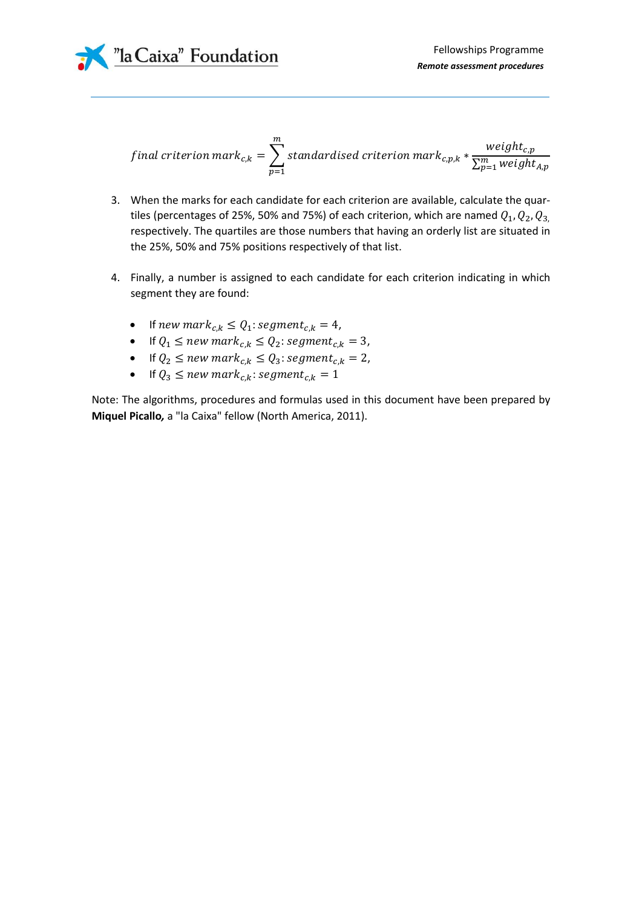$$final\ criterion\ mark_{c,k} = \sum_{p=1}^{m} standardised\ criterion\ mark_{c,p,k} * \frac{weight_{c,p}}{\sum_{p=1}^{m} weight_{A,p}}$$

3. When the marks for each candidate for each criterion are available, calculate the quartiles (percentages of 25%, 50% and 75%) of each criterion, which are named $Q_1, Q_2, Q_3$, respectively. The quartiles are those numbers that having an orderly list are situated in the 25%, 50% and 75% positions respectively of that list.

4. Finally, a number is assigned to each candidate for each criterion indicating in which segment they are found:

   - If $new\ mark_{c,k} \leq Q_1 : segment_{c,k} = 4$,
   - If $Q_1 \leq new\ mark_{c,k} \leq Q_2 : segment_{c,k} = 3$,
   - If $Q_2 \leq new\ mark_{c,k} \leq Q_3 : segment_{c,k} = 2$,
   - If $Q_3 \leq new\ mark_{c,k} : segment_{c,k} = 1$

Note: The algorithms, procedures and formulas used in this document have been prepared by **Miquel Picallo,** a "la Caixa" fellow (North America, 2011).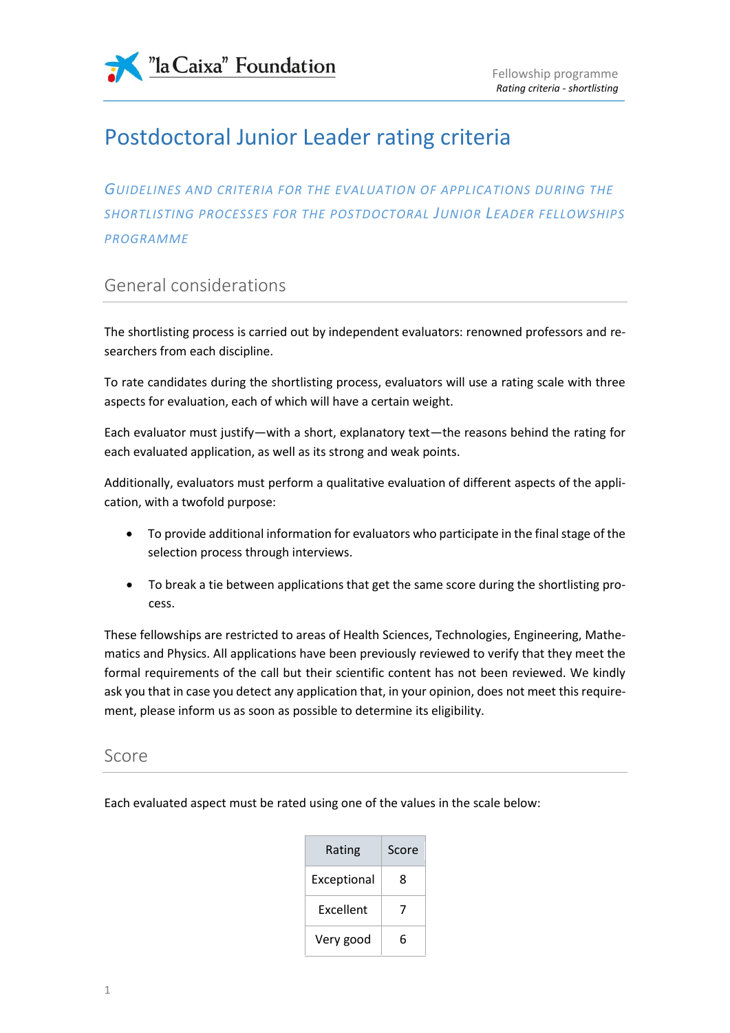# Postdoctoral Junior Leader rating criteria

*GUIDELINES AND CRITERIA FOR THE EVALUATION OF APPLICATIONS DURING THE SHORTLISTING PROCESSES FOR THE POSTDOCTORAL JUNIOR LEADER FELLOWSHIPS PROGRAMME*

## General considerations

The shortlisting process is carried out by independent evaluators: renowned professors and researchers from each discipline.

To rate candidates during the shortlisting process, evaluators will use a rating scale with three aspects for evaluation, each of which will have a certain weight.

Each evaluator must justify—with a short, explanatory text—the reasons behind the rating for each evaluated application, as well as its strong and weak points.

Additionally, evaluators must perform a qualitative evaluation of different aspects of the application, with a twofold purpose:

- To provide additional information for evaluators who participate in the final stage of the selection process through interviews.
- To break a tie between applications that get the same score during the shortlisting process.

These fellowships are restricted to areas of Health Sciences, Technologies, Engineering, Mathematics and Physics. All applications have been previously reviewed to verify that they meet the formal requirements of the call but their scientific content has not been reviewed. We kindly ask you that in case you detect any application that, in your opinion, does not meet this requirement, please inform us as soon as possible to determine its eligibility.

## Score

Each evaluated aspect must be rated using one of the values in the scale below:

| Rating | Score |
|---|---|
| Exceptional | 8 |
| Excellent | 7 |
| Very good | 6 |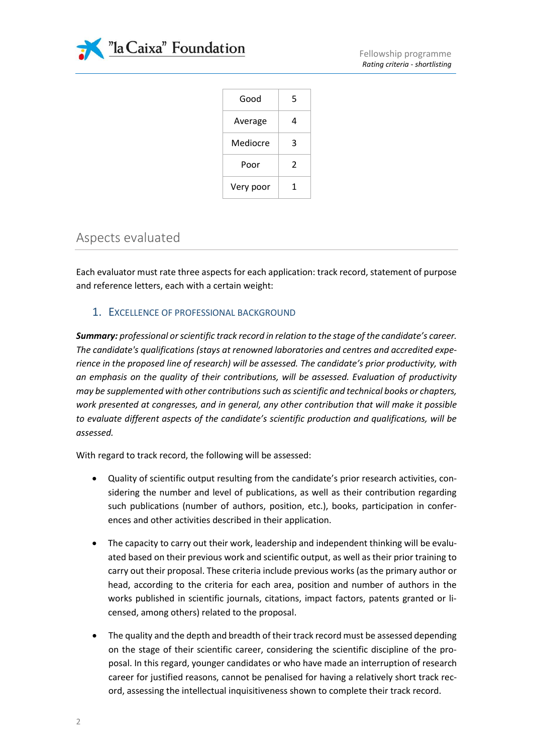| Good | 5 |
|---|---|
| Average | 4 |
| Mediocre | 3 |
| Poor | 2 |
| Very poor | 1 |

## Aspects evaluated

Each evaluator must rate three aspects for each application: track record, statement of purpose and reference letters, each with a certain weight:

### 1. Excellence of professional background

***Summary:*** *professional or scientific track record in relation to the stage of the candidate's career. The candidate's qualifications (stays at renowned laboratories and centres and accredited experience in the proposed line of research) will be assessed. The candidate's prior productivity, with an emphasis on the quality of their contributions, will be assessed. Evaluation of productivity may be supplemented with other contributions such as scientific and technical books or chapters, work presented at congresses, and in general, any other contribution that will make it possible to evaluate different aspects of the candidate's scientific production and qualifications, will be assessed.*

With regard to track record, the following will be assessed:

- Quality of scientific output resulting from the candidate's prior research activities, considering the number and level of publications, as well as their contribution regarding such publications (number of authors, position, etc.), books, participation in conferences and other activities described in their application.
- The capacity to carry out their work, leadership and independent thinking will be evaluated based on their previous work and scientific output, as well as their prior training to carry out their proposal. These criteria include previous works (as the primary author or head, according to the criteria for each area, position and number of authors in the works published in scientific journals, citations, impact factors, patents granted or licensed, among others) related to the proposal.
- The quality and the depth and breadth of their track record must be assessed depending on the stage of their scientific career, considering the scientific discipline of the proposal. In this regard, younger candidates or who have made an interruption of research career for justified reasons, cannot be penalised for having a relatively short track record, assessing the intellectual inquisitiveness shown to complete their track record.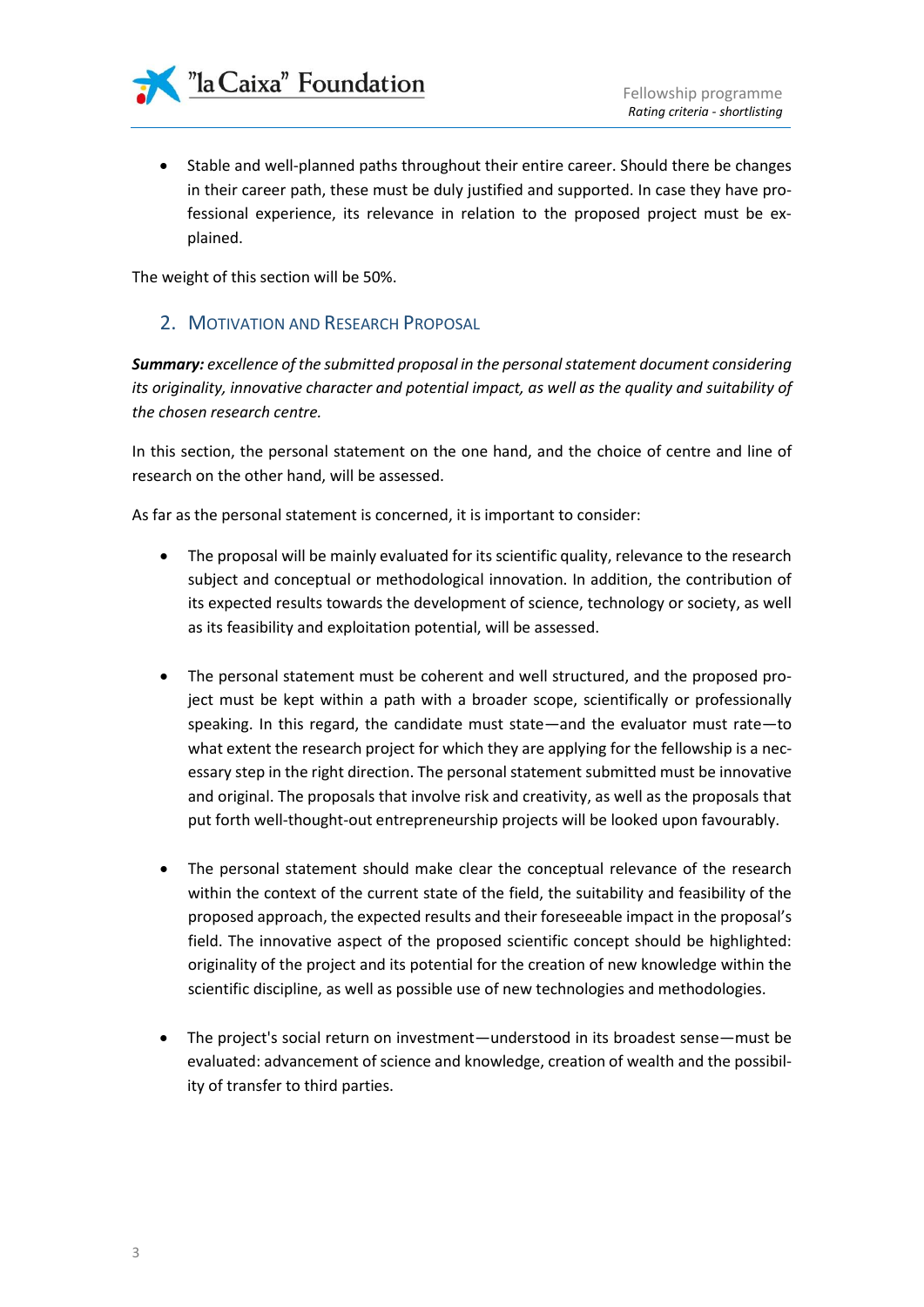- Stable and well-planned paths throughout their entire career. Should there be changes in their career path, these must be duly justified and supported. In case they have professional experience, its relevance in relation to the proposed project must be explained.

The weight of this section will be 50%.

## 2. Motivation and Research Proposal

***Summary:*** *excellence of the submitted proposal in the personal statement document considering its originality, innovative character and potential impact, as well as the quality and suitability of the chosen research centre.*

In this section, the personal statement on the one hand, and the choice of centre and line of research on the other hand, will be assessed.

As far as the personal statement is concerned, it is important to consider:

- The proposal will be mainly evaluated for its scientific quality, relevance to the research subject and conceptual or methodological innovation. In addition, the contribution of its expected results towards the development of science, technology or society, as well as its feasibility and exploitation potential, will be assessed.

- The personal statement must be coherent and well structured, and the proposed project must be kept within a path with a broader scope, scientifically or professionally speaking. In this regard, the candidate must state—and the evaluator must rate—to what extent the research project for which they are applying for the fellowship is a necessary step in the right direction. The personal statement submitted must be innovative and original. The proposals that involve risk and creativity, as well as the proposals that put forth well-thought-out entrepreneurship projects will be looked upon favourably.

- The personal statement should make clear the conceptual relevance of the research within the context of the current state of the field, the suitability and feasibility of the proposed approach, the expected results and their foreseeable impact in the proposal's field. The innovative aspect of the proposed scientific concept should be highlighted: originality of the project and its potential for the creation of new knowledge within the scientific discipline, as well as possible use of new technologies and methodologies.

- The project's social return on investment—understood in its broadest sense—must be evaluated: advancement of science and knowledge, creation of wealth and the possibility of transfer to third parties.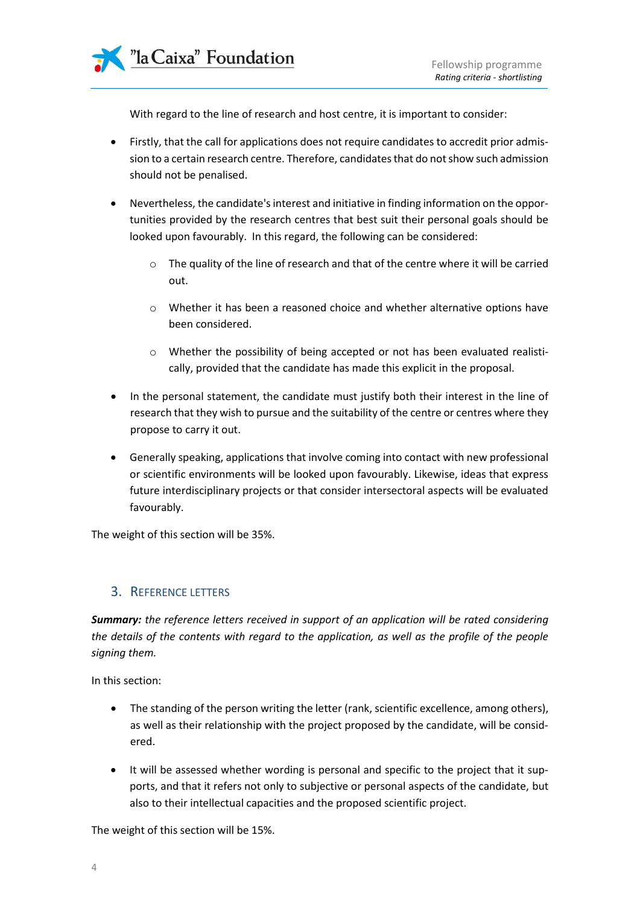With regard to the line of research and host centre, it is important to consider:

- Firstly, that the call for applications does not require candidates to accredit prior admission to a certain research centre. Therefore, candidates that do not show such admission should not be penalised.
- Nevertheless, the candidate's interest and initiative in finding information on the opportunities provided by the research centres that best suit their personal goals should be looked upon favourably. In this regard, the following can be considered:
  - The quality of the line of research and that of the centre where it will be carried out.
  - Whether it has been a reasoned choice and whether alternative options have been considered.
  - Whether the possibility of being accepted or not has been evaluated realistically, provided that the candidate has made this explicit in the proposal.
- In the personal statement, the candidate must justify both their interest in the line of research that they wish to pursue and the suitability of the centre or centres where they propose to carry it out.
- Generally speaking, applications that involve coming into contact with new professional or scientific environments will be looked upon favourably. Likewise, ideas that express future interdisciplinary projects or that consider intersectoral aspects will be evaluated favourably.

The weight of this section will be 35%.

## 3. Reference letters

***Summary:*** *the reference letters received in support of an application will be rated considering the details of the contents with regard to the application, as well as the profile of the people signing them.*

In this section:

- The standing of the person writing the letter (rank, scientific excellence, among others), as well as their relationship with the project proposed by the candidate, will be considered.
- It will be assessed whether wording is personal and specific to the project that it supports, and that it refers not only to subjective or personal aspects of the candidate, but also to their intellectual capacities and the proposed scientific project.

The weight of this section will be 15%.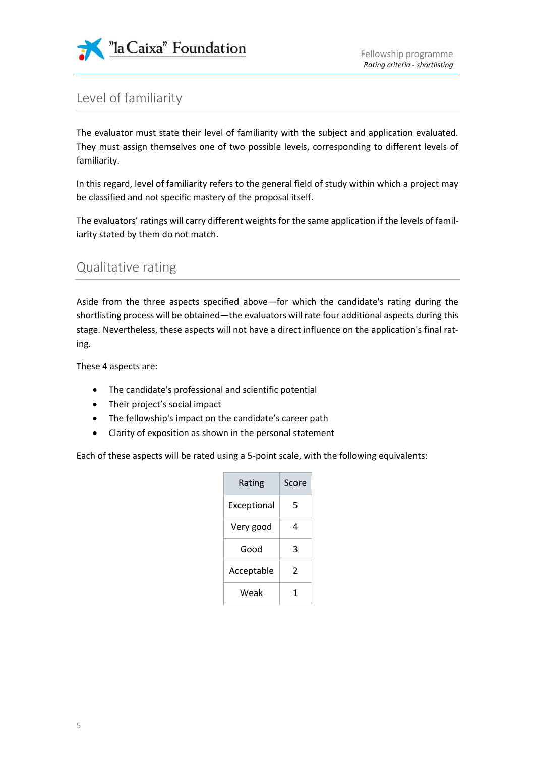## Level of familiarity

The evaluator must state their level of familiarity with the subject and application evaluated. They must assign themselves one of two possible levels, corresponding to different levels of familiarity.

In this regard, level of familiarity refers to the general field of study within which a project may be classified and not specific mastery of the proposal itself.

The evaluators' ratings will carry different weights for the same application if the levels of familiarity stated by them do not match.

## Qualitative rating

Aside from the three aspects specified above—for which the candidate's rating during the shortlisting process will be obtained—the evaluators will rate four additional aspects during this stage. Nevertheless, these aspects will not have a direct influence on the application's final rating.

These 4 aspects are:

- The candidate's professional and scientific potential
- Their project's social impact
- The fellowship's impact on the candidate's career path
- Clarity of exposition as shown in the personal statement

Each of these aspects will be rated using a 5-point scale, with the following equivalents:

| Rating | Score |
| --- | --- |
| Exceptional | 5 |
| Very good | 4 |
| Good | 3 |
| Acceptable | 2 |
| Weak | 1 |